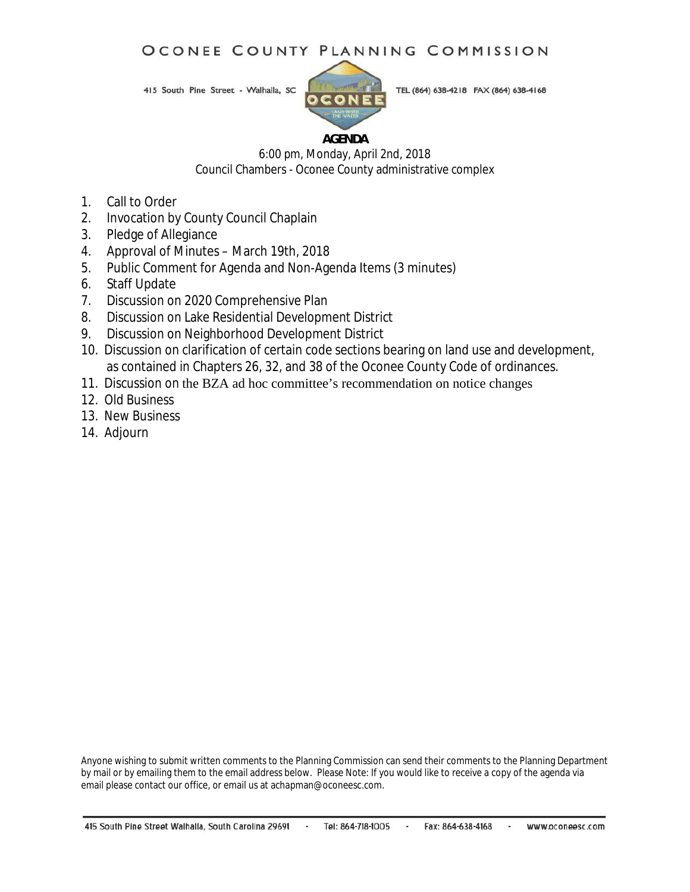# OCONEE COUNTY PLANNING COMMISSION

415 South Pine Street - Walhalla, SC

TEL (864) 638-4218 FAX (864) 638-4168

## AGENDA

6:00 pm, Monday, April 2nd, 2018

Council Chambers - Oconee County administrative complex

1. Call to Order
2. Invocation by County Council Chaplain
3. Pledge of Allegiance
4. Approval of Minutes – March 19th, 2018
5. Public Comment for Agenda and Non-Agenda Items (3 minutes)
6. Staff Update
7. Discussion on 2020 Comprehensive Plan
8. Discussion on Lake Residential Development District
9. Discussion on Neighborhood Development District
10. Discussion on clarification of certain code sections bearing on land use and development, as contained in Chapters 26, 32, and 38 of the Oconee County Code of ordinances.
11. Discussion on the BZA ad hoc committee's recommendation on notice changes
12. Old Business
13. New Business
14. Adjourn

Anyone wishing to submit written comments to the Planning Commission can send their comments to the Planning Department by mail or by emailing them to the email address below. Please Note: If you would like to receive a copy of the agenda via email please contact our office, or email us at achapman@oconeesc.com.

415 South Pine Street Walhalla, South Carolina 29691 - Tel: 864-718-1005 - Fax: 864-638-4168 - www.oconeesc.com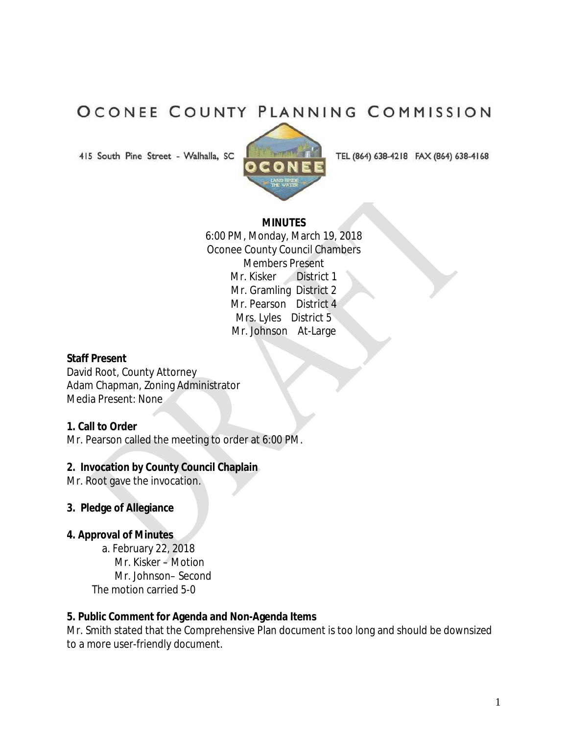# OCONEE COUNTY PLANNING COMMISSION

415 South Pine Street - Walhalla, SC

TEL (864) 638-4218 FAX (864) 638-4168

**MINUTES**

6:00 PM, Monday, March 19, 2018

Oconee County Council Chambers

Members Present

Mr. Kisker District 1

Mr. Gramling District 2

Mr. Pearson District 4

Mrs. Lyles District 5

Mr. Johnson At-Large

**Staff Present**

David Root, County Attorney

Adam Chapman, Zoning Administrator

Media Present: None

**1. Call to Order**

Mr. Pearson called the meeting to order at 6:00 PM.

**2. Invocation by County Council Chaplain**

Mr. Root gave the invocation.

**3. Pledge of Allegiance**

**4. Approval of Minutes**

a. February 22, 2018

Mr. Kisker – Motion

Mr. Johnson– Second

The motion carried 5-0

**5. Public Comment for Agenda and Non-Agenda Items**

Mr. Smith stated that the Comprehensive Plan document is too long and should be downsized to a more user-friendly document.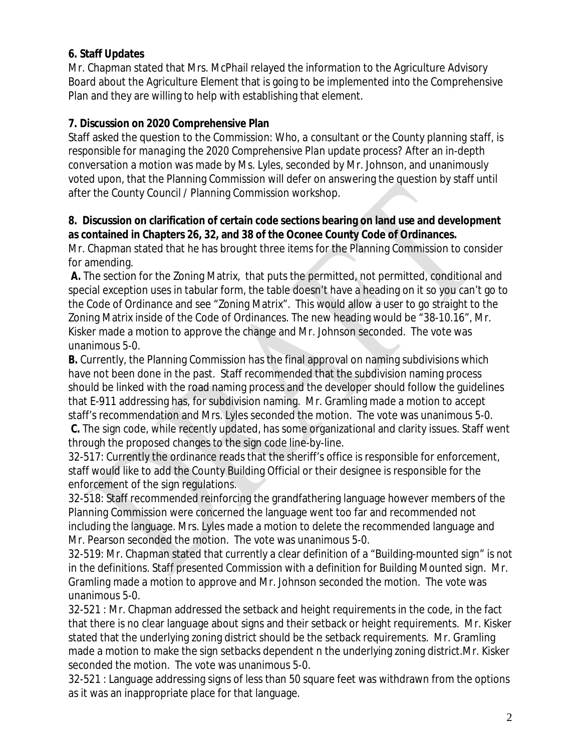**6. Staff Updates**

Mr. Chapman stated that Mrs. McPhail relayed the information to the Agriculture Advisory Board about the Agriculture Element that is going to be implemented into the Comprehensive Plan and they are willing to help with establishing that element.

**7. Discussion on 2020 Comprehensive Plan**

Staff asked the question to the Commission: *Who, a consultant or the County planning staff, is responsible for managing the 2020 Comprehensive Plan update process?* After an in-depth conversation a motion was made by Ms. Lyles, seconded by Mr. Johnson, and unanimously voted upon, that the Planning Commission will defer on answering the question by staff until after the County Council / Planning Commission workshop.

**8. Discussion on clarification of certain code sections bearing on land use and development as contained in Chapters 26, 32, and 38 of the Oconee County Code of Ordinances.**

Mr. Chapman stated that he has brought three items for the Planning Commission to consider for amending.

**A.** The section for the Zoning Matrix, that puts the permitted, not permitted, conditional and special exception uses in tabular form, the table doesn't have a heading on it so you can't go to the Code of Ordinance and see "Zoning Matrix". This would allow a user to go straight to the Zoning Matrix inside of the Code of Ordinances. The new heading would be "38-10.16", Mr. Kisker made a motion to approve the change and Mr. Johnson seconded. The vote was unanimous 5-0.

**B.** Currently, the Planning Commission has the final approval on naming subdivisions which have not been done in the past. Staff recommended that the subdivision naming process should be linked with the road naming process and the developer should follow the guidelines that E-911 addressing has, for subdivision naming. Mr. Gramling made a motion to accept staff's recommendation and Mrs. Lyles seconded the motion. The vote was unanimous 5-0.

**C.** The sign code, while recently updated, has some organizational and clarity issues. Staff went through the proposed changes to the sign code line-by-line.

32-517: Currently the ordinance reads that the sheriff's office is responsible for enforcement, staff would like to add the County Building Official or their designee is responsible for the enforcement of the sign regulations.

32-518: Staff recommended reinforcing the grandfathering language however members of the Planning Commission were concerned the language went too far and recommended not including the language. Mrs. Lyles made a motion to delete the recommended language and Mr. Pearson seconded the motion. The vote was unanimous 5-0.

32-519: Mr. Chapman stated that currently a clear definition of a "Building-mounted sign" is not in the definitions. Staff presented Commission with a definition for Building Mounted sign. Mr. Gramling made a motion to approve and Mr. Johnson seconded the motion. The vote was unanimous 5-0.

32-521 : Mr. Chapman addressed the setback and height requirements in the code, in the fact that there is no clear language about signs and their setback or height requirements. Mr. Kisker stated that the underlying zoning district should be the setback requirements. Mr. Gramling made a motion to make the sign setbacks dependent n the underlying zoning district.Mr. Kisker seconded the motion. The vote was unanimous 5-0.

32-521 : Language addressing signs of less than 50 square feet was withdrawn from the options as it was an inappropriate place for that language.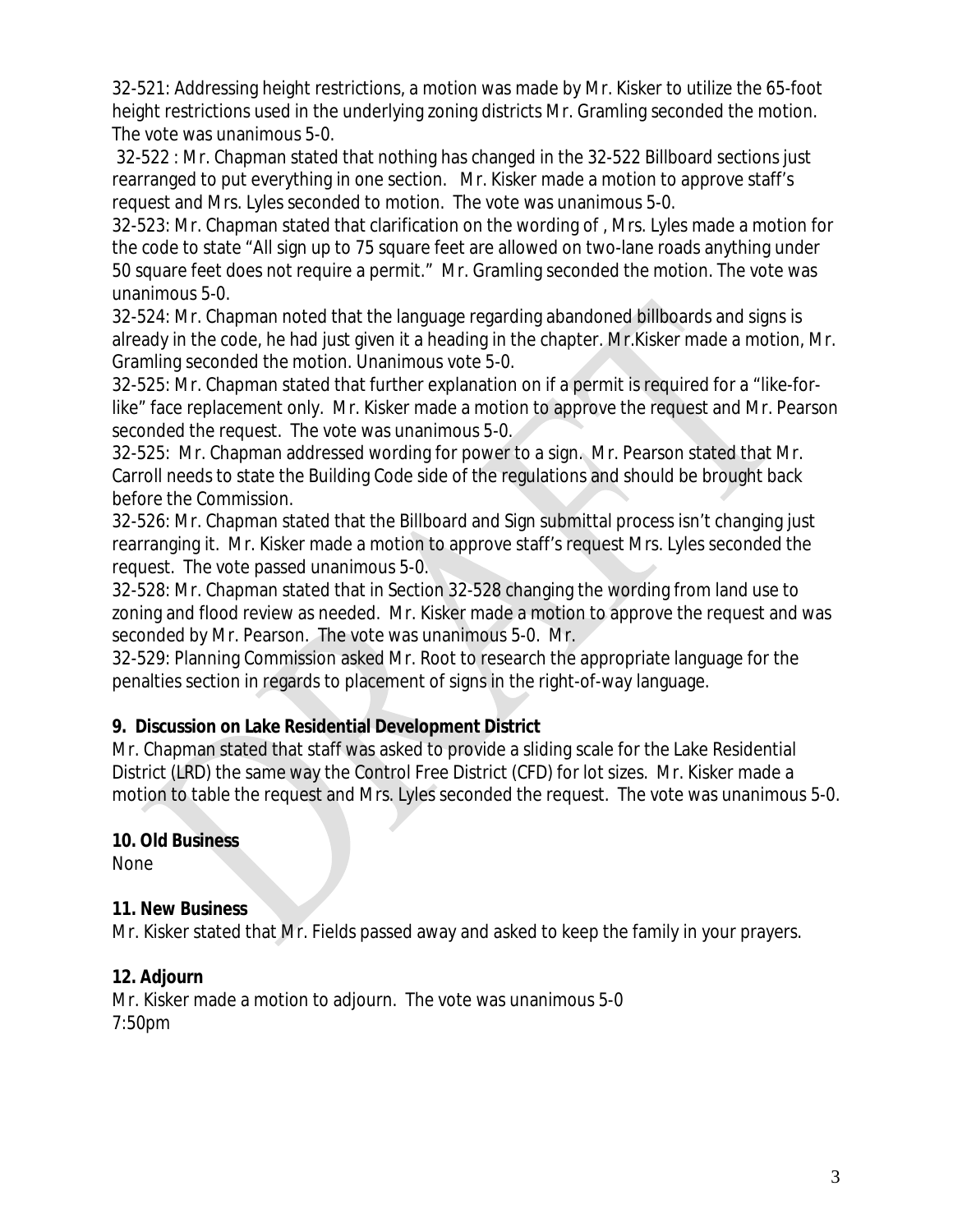32-521: Addressing height restrictions, a motion was made by Mr. Kisker to utilize the 65-foot height restrictions used in the underlying zoning districts Mr. Gramling seconded the motion. The vote was unanimous 5-0.

32-522 : Mr. Chapman stated that nothing has changed in the 32-522 Billboard sections just rearranged to put everything in one section. Mr. Kisker made a motion to approve staff's request and Mrs. Lyles seconded to motion. The vote was unanimous 5-0.

32-523: Mr. Chapman stated that clarification on the wording of , Mrs. Lyles made a motion for the code to state "All sign up to 75 square feet are allowed on two-lane roads anything under 50 square feet does not require a permit." Mr. Gramling seconded the motion. The vote was unanimous 5-0.

32-524: Mr. Chapman noted that the language regarding abandoned billboards and signs is already in the code, he had just given it a heading in the chapter. Mr.Kisker made a motion, Mr. Gramling seconded the motion. Unanimous vote 5-0.

32-525: Mr. Chapman stated that further explanation on if a permit is required for a "like-for-like" face replacement only. Mr. Kisker made a motion to approve the request and Mr. Pearson seconded the request. The vote was unanimous 5-0.

32-525: Mr. Chapman addressed wording for power to a sign. Mr. Pearson stated that Mr. Carroll needs to state the Building Code side of the regulations and should be brought back before the Commission.

32-526: Mr. Chapman stated that the Billboard and Sign submittal process isn't changing just rearranging it. Mr. Kisker made a motion to approve staff's request Mrs. Lyles seconded the request. The vote passed unanimous 5-0.

32-528: Mr. Chapman stated that in Section 32-528 changing the wording from land use to zoning and flood review as needed. Mr. Kisker made a motion to approve the request and was seconded by Mr. Pearson. The vote was unanimous 5-0. Mr.

32-529: Planning Commission asked Mr. Root to research the appropriate language for the penalties section in regards to placement of signs in the right-of-way language.

**9. Discussion on Lake Residential Development District**

Mr. Chapman stated that staff was asked to provide a sliding scale for the Lake Residential District (LRD) the same way the Control Free District (CFD) for lot sizes. Mr. Kisker made a motion to table the request and Mrs. Lyles seconded the request. The vote was unanimous 5-0.

**10. Old Business**

None

**11. New Business**

Mr. Kisker stated that Mr. Fields passed away and asked to keep the family in your prayers.

**12. Adjourn**

Mr. Kisker made a motion to adjourn. The vote was unanimous 5-0
7:50pm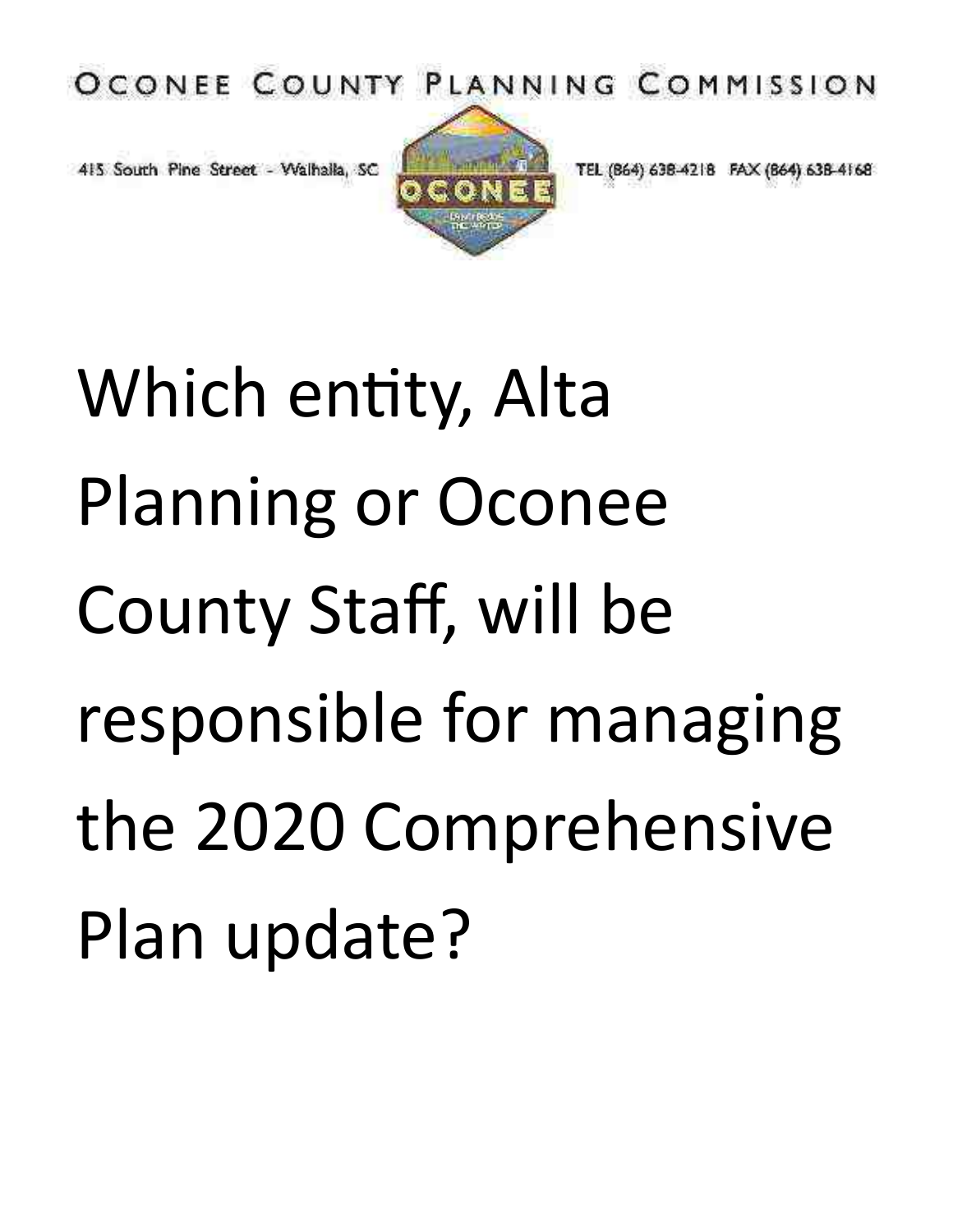OCONEE COUNTY PLANNING COMMISSION

415 South Pine Street - Walhalla, SC    TEL (864) 638-4218 FAX (864) 638-4168

# Which entity, Alta Planning or Oconee County Staff, will be responsible for managing the 2020 Comprehensive Plan update?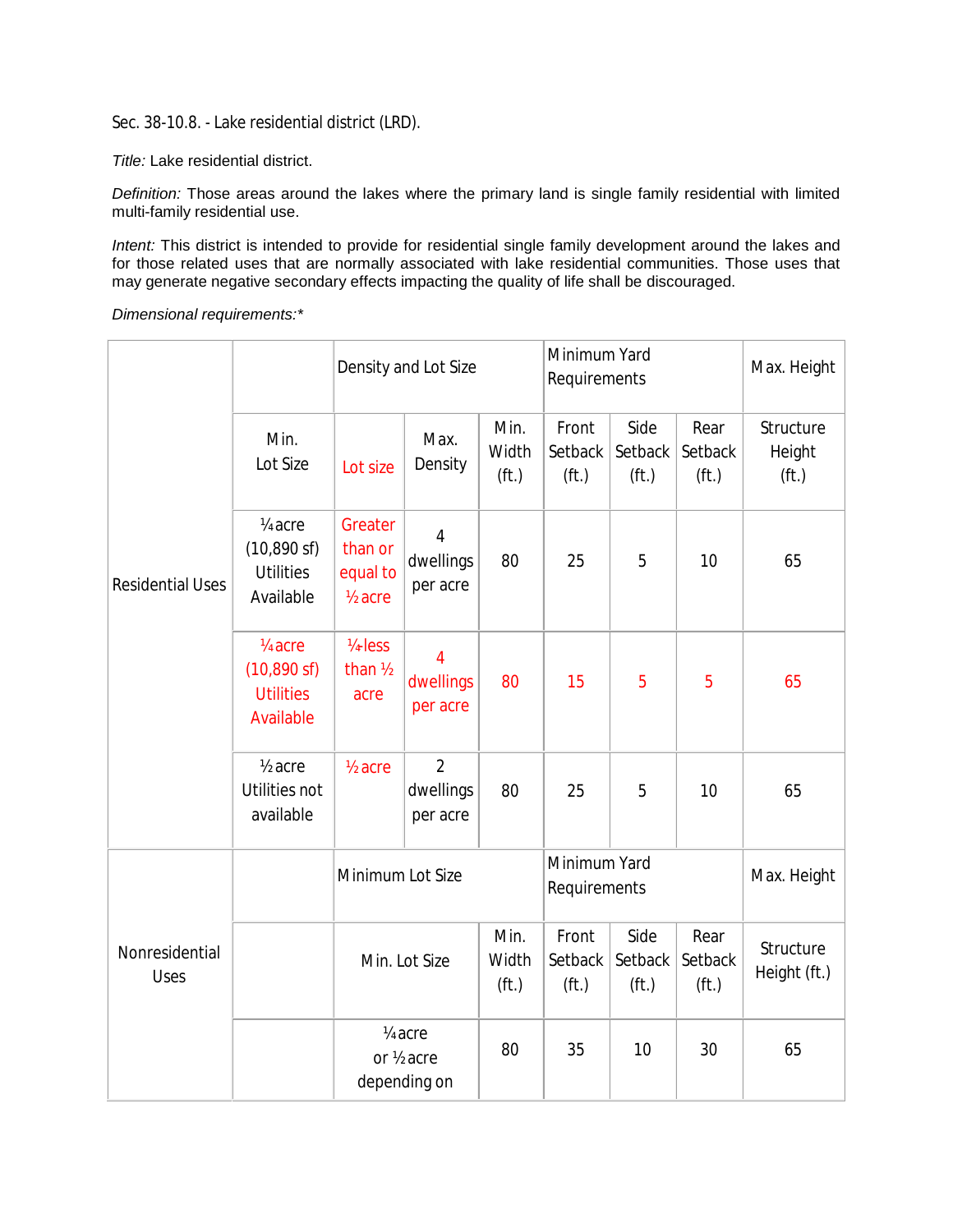Sec. 38-10.8. - Lake residential district (LRD).

*Title:* Lake residential district.

*Definition:* Those areas around the lakes where the primary land is single family residential with limited multi-family residential use.

*Intent:* This district is intended to provide for residential single family development around the lakes and for those related uses that are normally associated with lake residential communities. Those uses that may generate negative secondary effects impacting the quality of life shall be discouraged.

*Dimensional requirements:**

| | | Density and Lot Size | | | Minimum Yard Requirements | | | Max. Height |
|---|---|---|---|---|---|---|---|---|
| Residential Uses | Min. Lot Size | Lot size | Max. Density | Min. Width (ft.) | Front Setback (ft.) | Side Setback (ft.) | Rear Setback (ft.) | Structure Height (ft.) |
| | ¼ acre (10,890 sf) Utilities Available | Greater than or equal to ½ acre | 4 dwellings per acre | 80 | 25 | 5 | 10 | 65 |
| | ¼ acre (10,890 sf) Utilities Available | ¼-less than ½ acre | 4 dwellings per acre | 80 | 15 | 5 | 5 | 65 |
| | ½ acre Utilities not available | ½ acre | 2 dwellings per acre | 80 | 25 | 5 | 10 | 65 |
| Nonresidential Uses | | Minimum Lot Size | | | Minimum Yard Requirements | | | Max. Height |
| | | Min. Lot Size | | Min. Width (ft.) | Front Setback (ft.) | Side Setback (ft.) | Rear Setback (ft.) | Structure Height (ft.) |
| | | ¼ acre or ½ acre depending on | | 80 | 35 | 10 | 30 | 65 |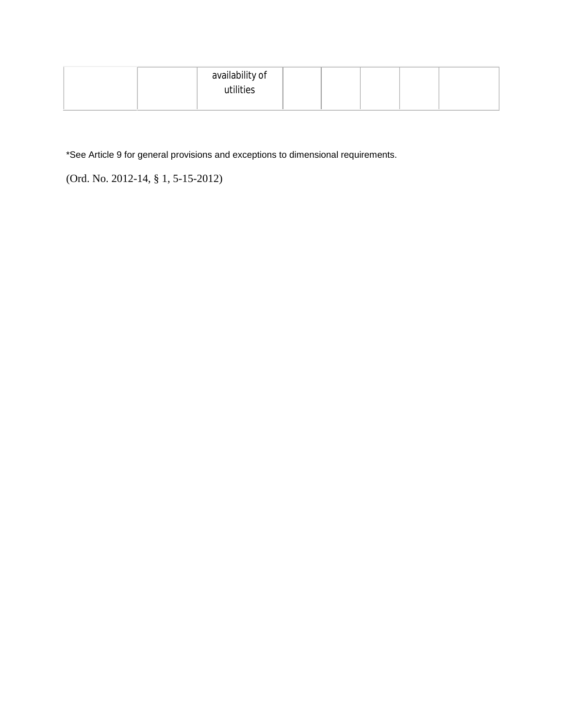| | | availability of utilities | | | | | |
|---|---|---|---|---|---|---|---|

*See Article 9 for general provisions and exceptions to dimensional requirements.

(Ord. No. 2012-14, § 1, 5-15-2012)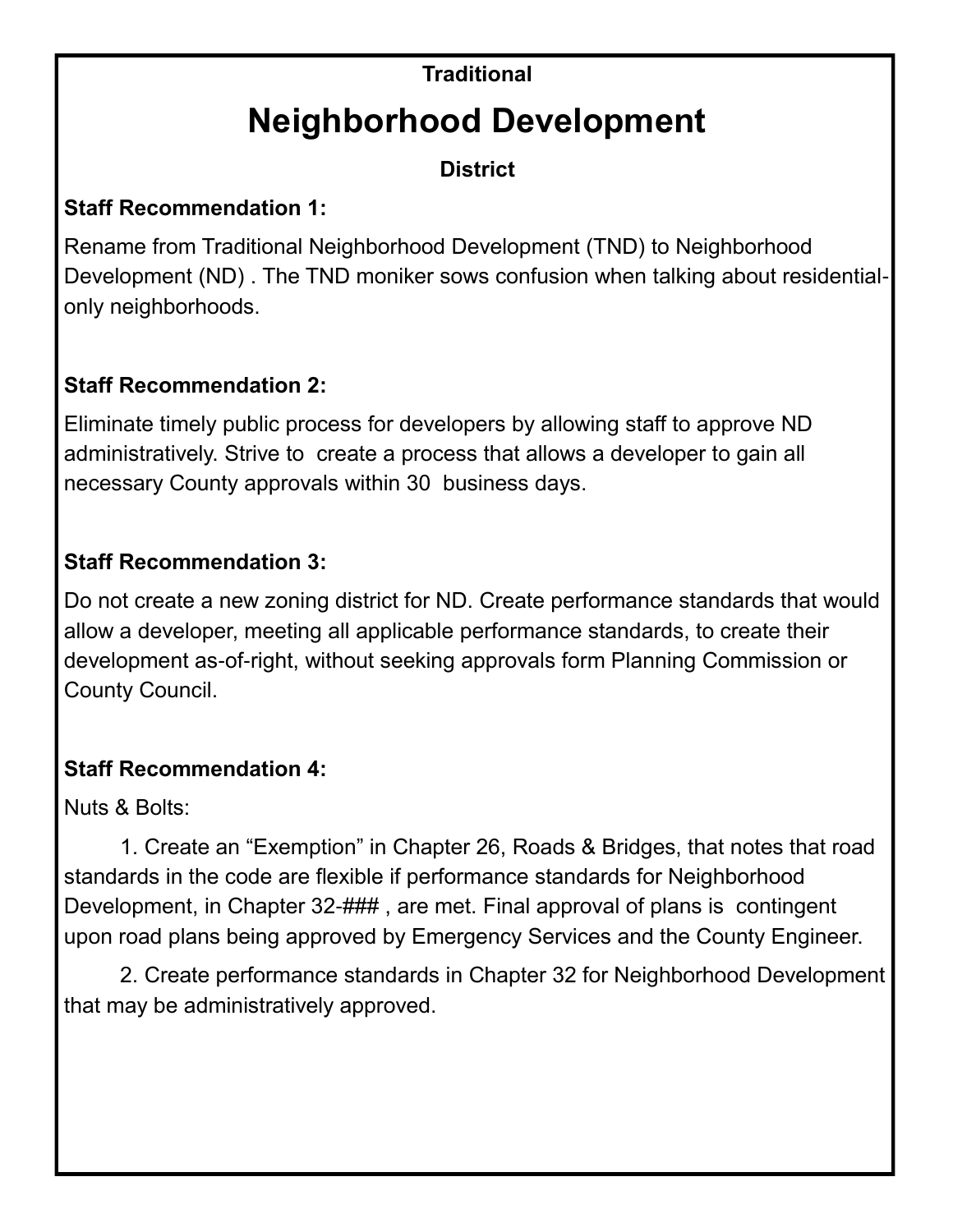**Traditional**

# Neighborhood Development

**District**

**Staff Recommendation 1:**

Rename from Traditional Neighborhood Development (TND) to Neighborhood Development (ND) . The TND moniker sows confusion when talking about residential-only neighborhoods.

**Staff Recommendation 2:**

Eliminate timely public process for developers by allowing staff to approve ND administratively. Strive to create a process that allows a developer to gain all necessary County approvals within 30 business days.

**Staff Recommendation 3:**

Do not create a new zoning district for ND. Create performance standards that would allow a developer, meeting all applicable performance standards, to create their development as-of-right, without seeking approvals form Planning Commission or County Council.

**Staff Recommendation 4:**

Nuts & Bolts:

1. Create an “Exemption” in Chapter 26, Roads & Bridges, that notes that road standards in the code are flexible if performance standards for Neighborhood Development, in Chapter 32-### , are met. Final approval of plans is contingent upon road plans being approved by Emergency Services and the County Engineer.

2. Create performance standards in Chapter 32 for Neighborhood Development that may be administratively approved.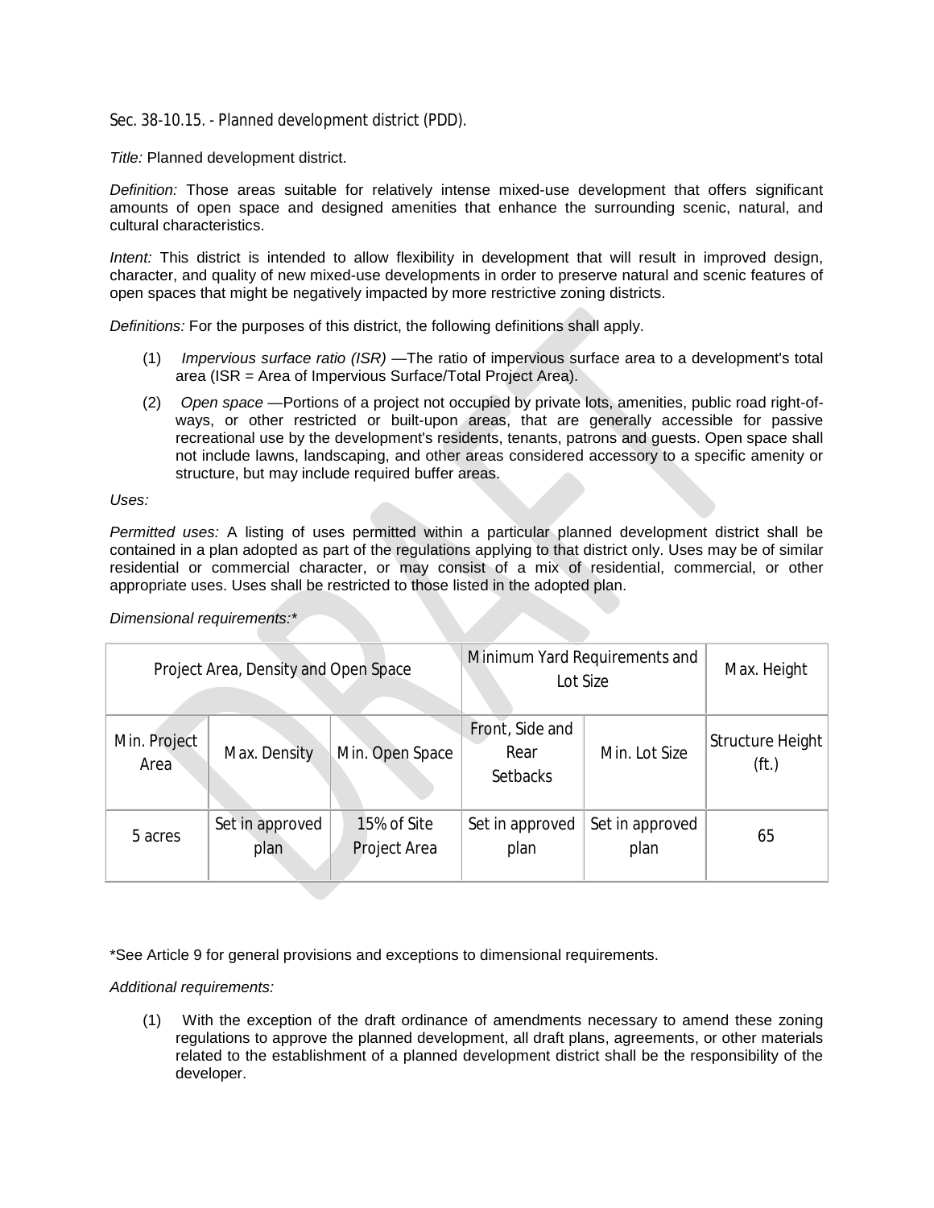## Sec. 38-10.15. - Planned development district (PDD).

*Title:* Planned development district.

*Definition:* Those areas suitable for relatively intense mixed-use development that offers significant amounts of open space and designed amenities that enhance the surrounding scenic, natural, and cultural characteristics.

*Intent:* This district is intended to allow flexibility in development that will result in improved design, character, and quality of new mixed-use developments in order to preserve natural and scenic features of open spaces that might be negatively impacted by more restrictive zoning districts.

*Definitions:* For the purposes of this district, the following definitions shall apply.

(1) *Impervious surface ratio (ISR)* —The ratio of impervious surface area to a development's total area (ISR = Area of Impervious Surface/Total Project Area).

(2) *Open space* —Portions of a project not occupied by private lots, amenities, public road right-of-ways, or other restricted or built-upon areas, that are generally accessible for passive recreational use by the development's residents, tenants, patrons and guests. Open space shall not include lawns, landscaping, and other areas considered accessory to a specific amenity or structure, but may include required buffer areas.

*Uses:*

*Permitted uses:* A listing of uses permitted within a particular planned development district shall be contained in a plan adopted as part of the regulations applying to that district only. Uses may be of similar residential or commercial character, or may consist of a mix of residential, commercial, or other appropriate uses. Uses shall be restricted to those listed in the adopted plan.

*Dimensional requirements:**

| Project Area, Density and Open Space | | | Minimum Yard Requirements and Lot Size | | Max. Height |
|---|---|---|---|---|---|
| Min. Project Area | Max. Density | Min. Open Space | Front, Side and Rear Setbacks | Min. Lot Size | Structure Height (ft.) |
| 5 acres | Set in approved plan | 15% of Site Project Area | Set in approved plan | Set in approved plan | 65 |

*See Article 9 for general provisions and exceptions to dimensional requirements.

*Additional requirements:*

(1) With the exception of the draft ordinance of amendments necessary to amend these zoning regulations to approve the planned development, all draft plans, agreements, or other materials related to the establishment of a planned development district shall be the responsibility of the developer.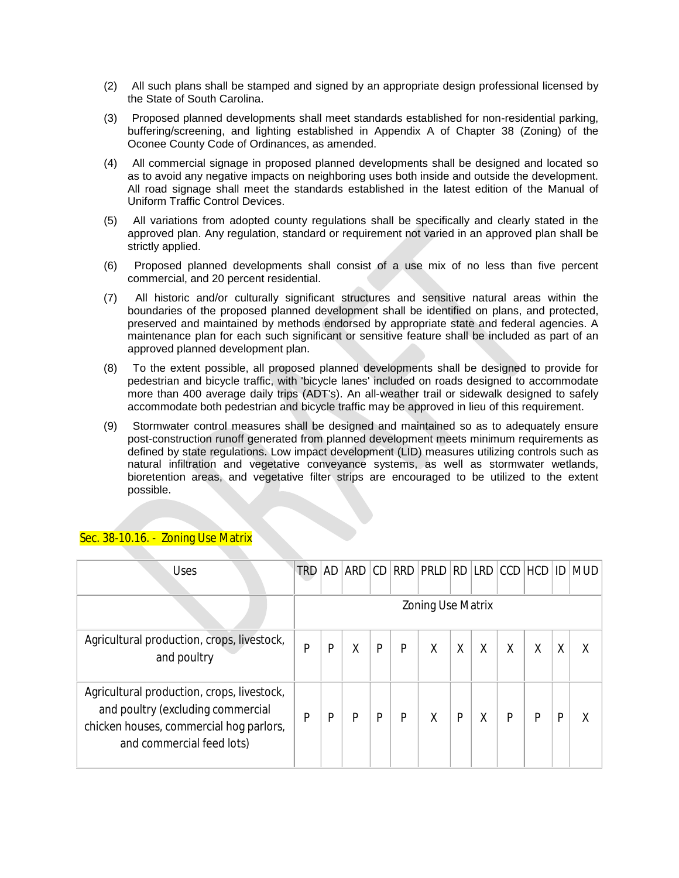(2) All such plans shall be stamped and signed by an appropriate design professional licensed by the State of South Carolina.

(3) Proposed planned developments shall meet standards established for non-residential parking, buffering/screening, and lighting established in Appendix A of Chapter 38 (Zoning) of the Oconee County Code of Ordinances, as amended.

(4) All commercial signage in proposed planned developments shall be designed and located so as to avoid any negative impacts on neighboring uses both inside and outside the development. All road signage shall meet the standards established in the latest edition of the Manual of Uniform Traffic Control Devices.

(5) All variations from adopted county regulations shall be specifically and clearly stated in the approved plan. Any regulation, standard or requirement not varied in an approved plan shall be strictly applied.

(6) Proposed planned developments shall consist of a use mix of no less than five percent commercial, and 20 percent residential.

(7) All historic and/or culturally significant structures and sensitive natural areas within the boundaries of the proposed planned development shall be identified on plans, and protected, preserved and maintained by methods endorsed by appropriate state and federal agencies. A maintenance plan for each such significant or sensitive feature shall be included as part of an approved planned development plan.

(8) To the extent possible, all proposed planned developments shall be designed to provide for pedestrian and bicycle traffic, with 'bicycle lanes' included on roads designed to accommodate more than 400 average daily trips (ADT's). An all-weather trail or sidewalk designed to safely accommodate both pedestrian and bicycle traffic may be approved in lieu of this requirement.

(9) Stormwater control measures shall be designed and maintained so as to adequately ensure post-construction runoff generated from planned development meets minimum requirements as defined by state regulations. Low impact development (LID) measures utilizing controls such as natural infiltration and vegetative conveyance systems, as well as stormwater wetlands, bioretention areas, and vegetative filter strips are encouraged to be utilized to the extent possible.

## Sec. 38-10.16. - Zoning Use Matrix

| Uses | TRD | AD | ARD | CD | RRD | PRLD | RD | LRD | CCD | HCD | ID | MUD |
|---|---|---|---|---|---|---|---|---|---|---|---|---|
| | Zoning Use Matrix | | | | | | | | | | | |
| Agricultural production, crops, livestock, and poultry | P | P | X | P | P | X | X | X | X | X | X | X |
| Agricultural production, crops, livestock, and poultry (excluding commercial chicken houses, commercial hog parlors, and commercial feed lots) | P | P | P | P | P | X | P | X | P | P | P | X |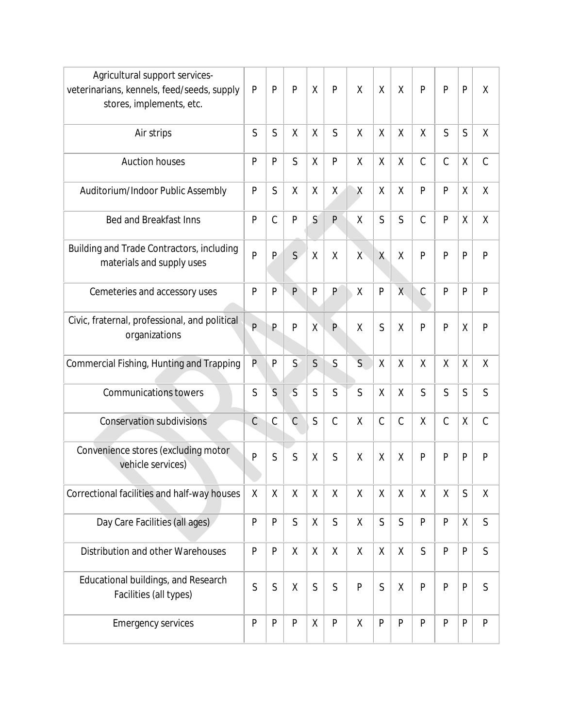| | | | | | | | | | | | | |
|---|---|---|---|---|---|---|---|---|---|---|---|---|
| Agricultural support services- veterinarians, kennels, feed/seeds, supply stores, implements, etc. | P | P | P | X | P | X | X | X | P | P | P | X |
| Air strips | S | S | X | X | S | X | X | X | X | S | S | X |
| Auction houses | P | P | S | X | P | X | X | X | C | C | X | C |
| Auditorium/Indoor Public Assembly | P | S | X | X | X | X | X | X | P | P | X | X |
| Bed and Breakfast Inns | P | C | P | S | P | X | S | S | C | P | X | X |
| Building and Trade Contractors, including materials and supply uses | P | P | S | X | X | X | X | X | P | P | P | P |
| Cemeteries and accessory uses | P | P | P | P | P | X | P | X | C | P | P | P |
| Civic, fraternal, professional, and political organizations | P | P | P | X | P | X | S | X | P | P | X | P |
| Commercial Fishing, Hunting and Trapping | P | P | S | S | S | S | X | X | X | X | X | X |
| Communications towers | S | S | S | S | S | S | X | X | S | S | S | S |
| Conservation subdivisions | C | C | C | S | C | X | C | C | X | C | X | C |
| Convenience stores (excluding motor vehicle services) | P | S | S | X | S | X | X | X | P | P | P | P |
| Correctional facilities and half-way houses | X | X | X | X | X | X | X | X | X | X | S | X |
| Day Care Facilities (all ages) | P | P | S | X | S | X | S | S | P | P | X | S |
| Distribution and other Warehouses | P | P | X | X | X | X | X | X | S | P | P | S |
| Educational buildings, and Research Facilities (all types) | S | S | X | S | S | P | S | X | P | P | P | S |
| Emergency services | P | P | P | X | P | X | P | P | P | P | P | P |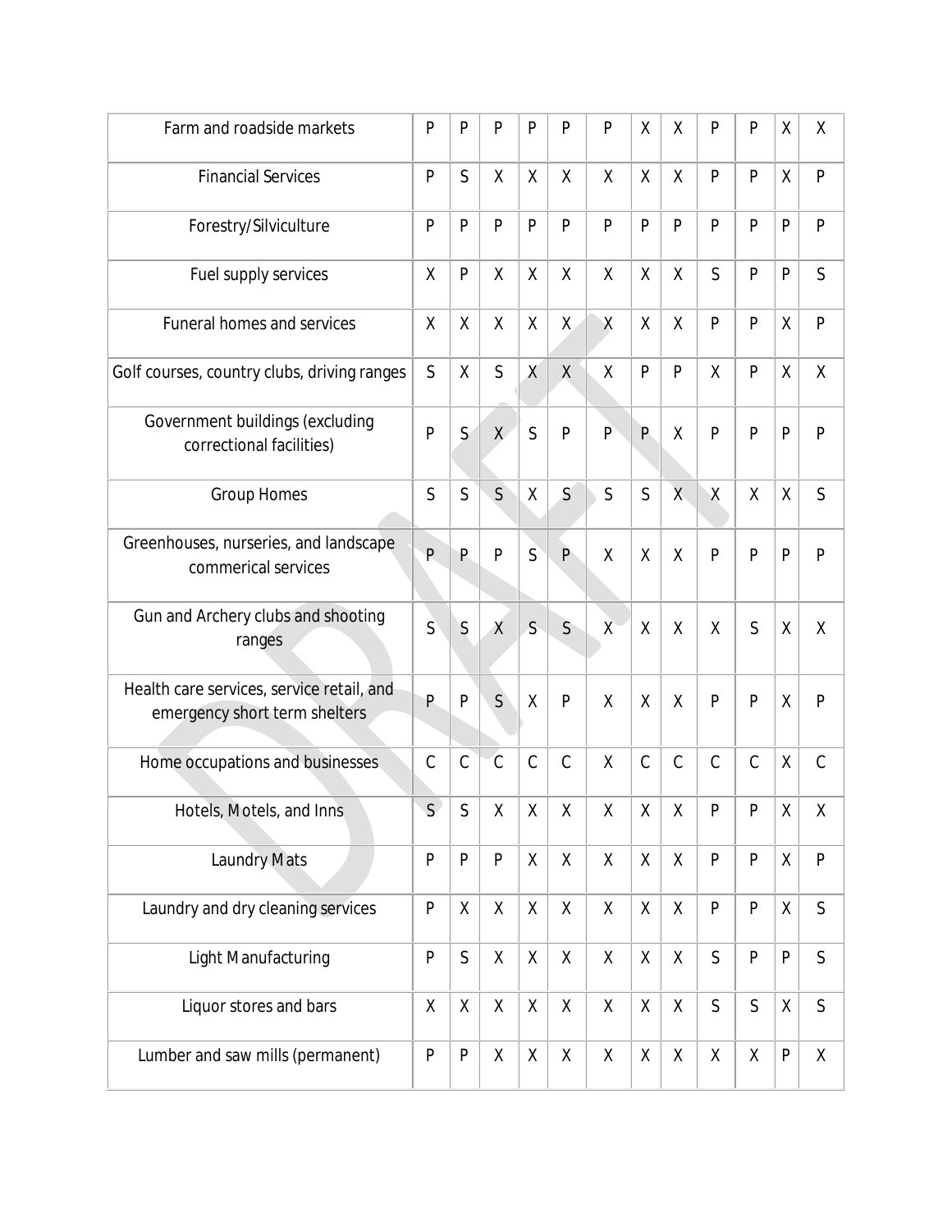| | | | | | | | | | | | | |
|---|---|---|---|---|---|---|---|---|---|---|---|---|
| Farm and roadside markets | P | P | P | P | P | P | X | X | P | P | X | X |
| Financial Services | P | S | X | X | X | X | X | X | P | P | X | P |
| Forestry/Silviculture | P | P | P | P | P | P | P | P | P | P | P | P |
| Fuel supply services | X | P | X | X | X | X | X | X | S | P | P | S |
| Funeral homes and services | X | X | X | X | X | X | X | X | P | P | X | P |
| Golf courses, country clubs, driving ranges | S | X | S | X | X | X | P | P | X | P | X | X |
| Government buildings (excluding correctional facilities) | P | S | X | S | P | P | P | X | P | P | P | P |
| Group Homes | S | S | S | X | S | S | S | X | X | X | X | S |
| Greenhouses, nurseries, and landscape commerical services | P | P | P | S | P | X | X | X | P | P | P | P |
| Gun and Archery clubs and shooting ranges | S | S | X | S | S | X | X | X | X | S | X | X |
| Health care services, service retail, and emergency short term shelters | P | P | S | X | P | X | X | X | P | P | X | P |
| Home occupations and businesses | C | C | C | C | C | X | C | C | C | C | X | C |
| Hotels, Motels, and Inns | S | S | X | X | X | X | X | X | P | P | X | X |
| Laundry Mats | P | P | P | X | X | X | X | X | P | P | X | P |
| Laundry and dry cleaning services | P | X | X | X | X | X | X | X | P | P | X | S |
| Light Manufacturing | P | S | X | X | X | X | X | X | S | P | P | S |
| Liquor stores and bars | X | X | X | X | X | X | X | X | S | S | X | S |
| Lumber and saw mills (permanent) | P | P | X | X | X | X | X | X | X | X | P | X |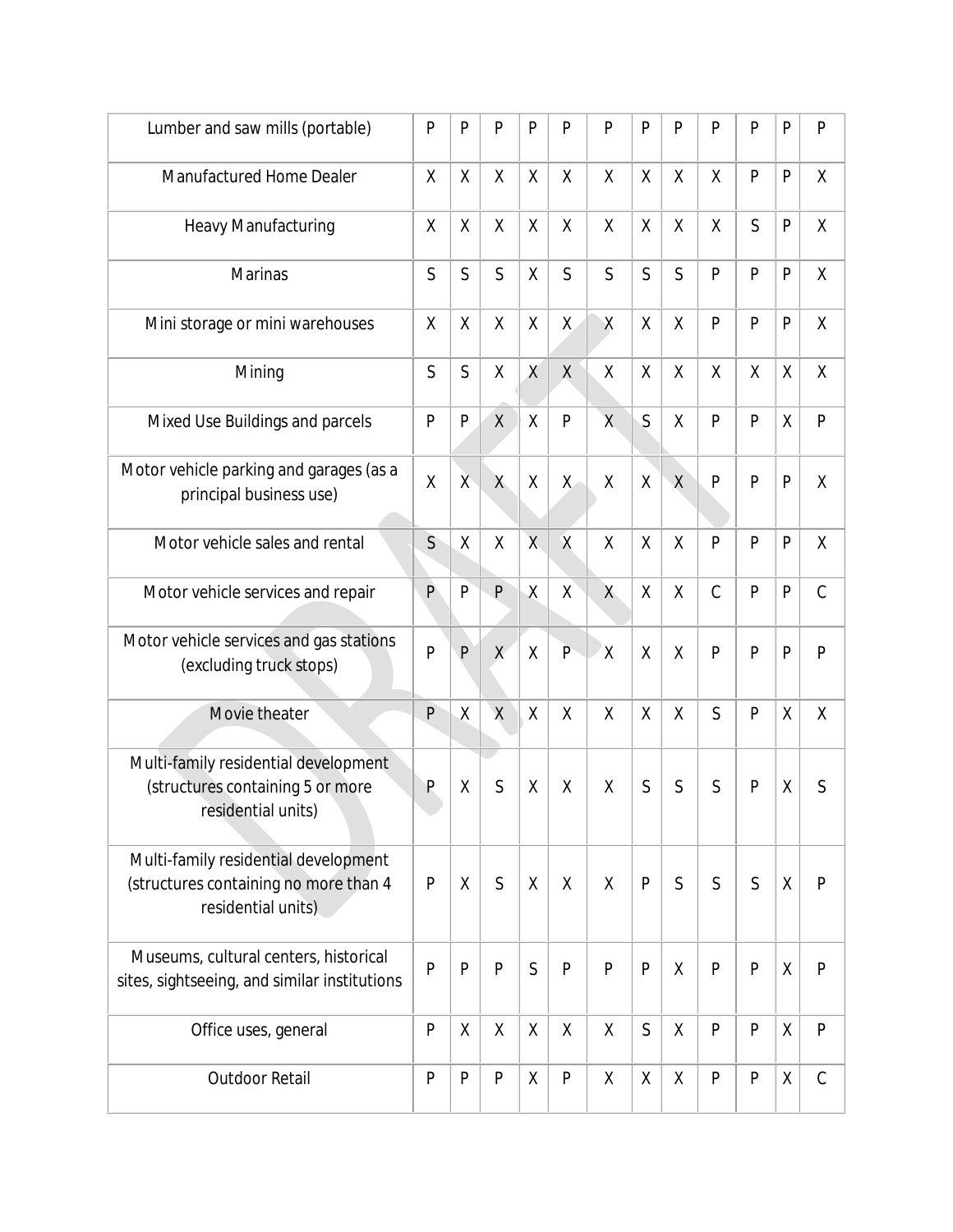| Lumber and saw mills (portable) | P | P | P | P | P | P | P | P | P | P | P | P |
| --- | --- | --- | --- | --- | --- | --- | --- | --- | --- | --- | --- | --- |
| Manufactured Home Dealer | X | X | X | X | X | X | X | X | X | P | P | X |
| Heavy Manufacturing | X | X | X | X | X | X | X | X | X | S | P | X |
| Marinas | S | S | S | X | S | S | S | S | P | P | P | X |
| Mini storage or mini warehouses | X | X | X | X | X | X | X | X | P | P | P | X |
| Mining | S | S | X | X | X | X | X | X | X | X | X | X |
| Mixed Use Buildings and parcels | P | P | X | X | P | X | S | X | P | P | X | P |
| Motor vehicle parking and garages (as a principal business use) | X | X | X | X | X | X | X | X | P | P | P | X |
| Motor vehicle sales and rental | S | X | X | X | X | X | X | X | P | P | P | X |
| Motor vehicle services and repair | P | P | P | X | X | X | X | X | C | P | P | C |
| Motor vehicle services and gas stations (excluding truck stops) | P | P | X | X | P | X | X | X | P | P | P | P |
| Movie theater | P | X | X | X | X | X | X | X | S | P | X | X |
| Multi-family residential development (structures containing 5 or more residential units) | P | X | S | X | X | X | S | S | S | P | X | S |
| Multi-family residential development (structures containing no more than 4 residential units) | P | X | S | X | X | X | P | S | S | S | X | P |
| Museums, cultural centers, historical sites, sightseeing, and similar institutions | P | P | P | S | P | P | P | X | P | P | X | P |
| Office uses, general | P | X | X | X | X | X | S | X | P | P | X | P |
| Outdoor Retail | P | P | P | X | P | X | X | X | P | P | X | C |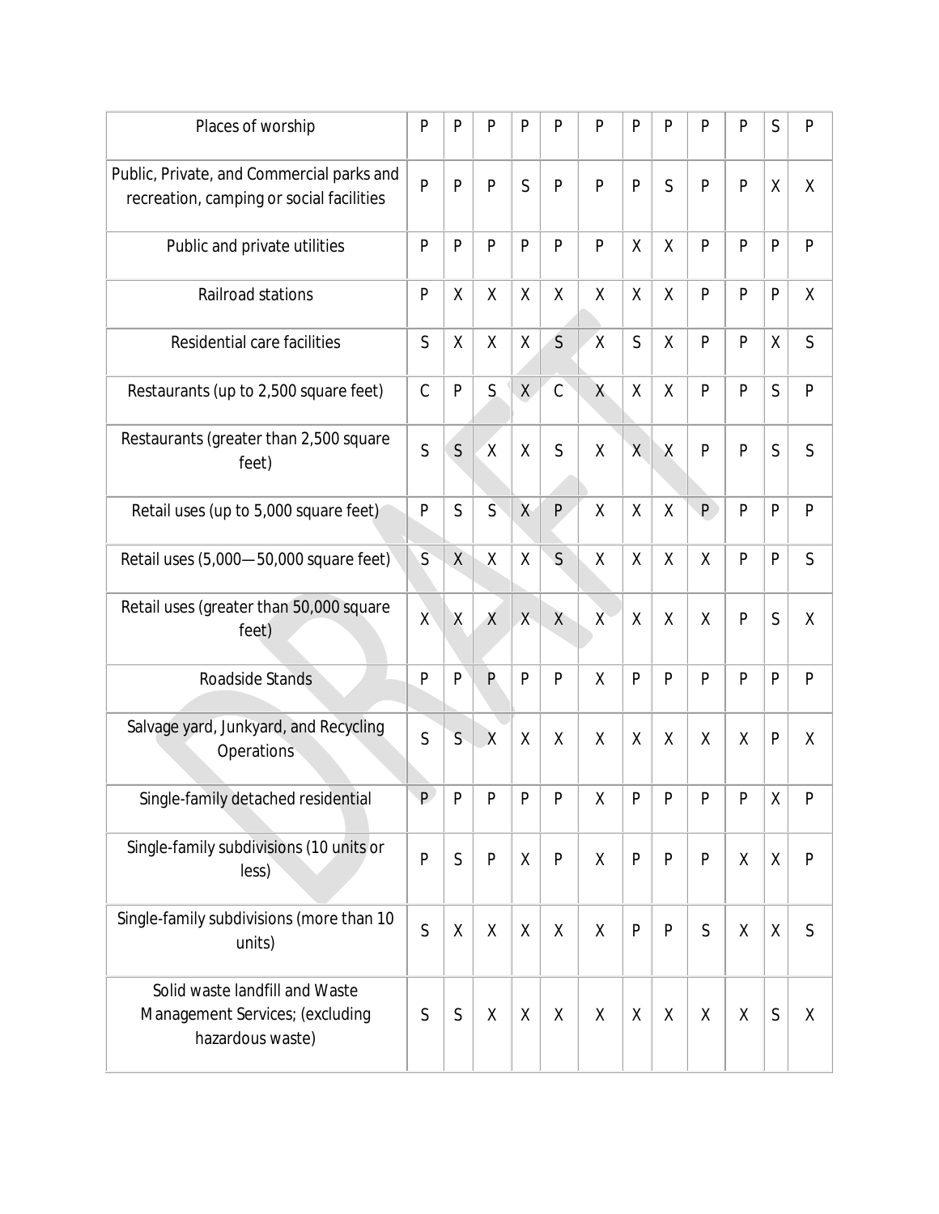| | | | | | | | | | | | | |
|---|---|---|---|---|---|---|---|---|---|---|---|---|
| Places of worship | P | P | P | P | P | P | P | P | P | P | S | P |
| Public, Private, and Commercial parks and recreation, camping or social facilities | P | P | P | S | P | P | P | S | P | P | X | X |
| Public and private utilities | P | P | P | P | P | P | X | X | P | P | P | P |
| Railroad stations | P | X | X | X | X | X | X | X | P | P | P | X |
| Residential care facilities | S | X | X | X | S | X | S | X | P | P | X | S |
| Restaurants (up to 2,500 square feet) | C | P | S | X | C | X | X | X | P | P | S | P |
| Restaurants (greater than 2,500 square feet) | S | S | X | X | S | X | X | X | P | P | S | S |
| Retail uses (up to 5,000 square feet) | P | S | S | X | P | X | X | X | P | P | P | P |
| Retail uses (5,000—50,000 square feet) | S | X | X | X | S | X | X | X | X | P | P | S |
| Retail uses (greater than 50,000 square feet) | X | X | X | X | X | X | X | X | X | P | S | X |
| Roadside Stands | P | P | P | P | P | X | P | P | P | P | P | P |
| Salvage yard, Junkyard, and Recycling Operations | S | S | X | X | X | X | X | X | X | X | P | X |
| Single-family detached residential | P | P | P | P | P | X | P | P | P | P | X | P |
| Single-family subdivisions (10 units or less) | P | S | P | X | P | X | P | P | P | X | X | P |
| Single-family subdivisions (more than 10 units) | S | X | X | X | X | X | P | P | S | X | X | S |
| Solid waste landfill and Waste Management Services; (excluding hazardous waste) | S | S | X | X | X | X | X | X | X | X | S | X |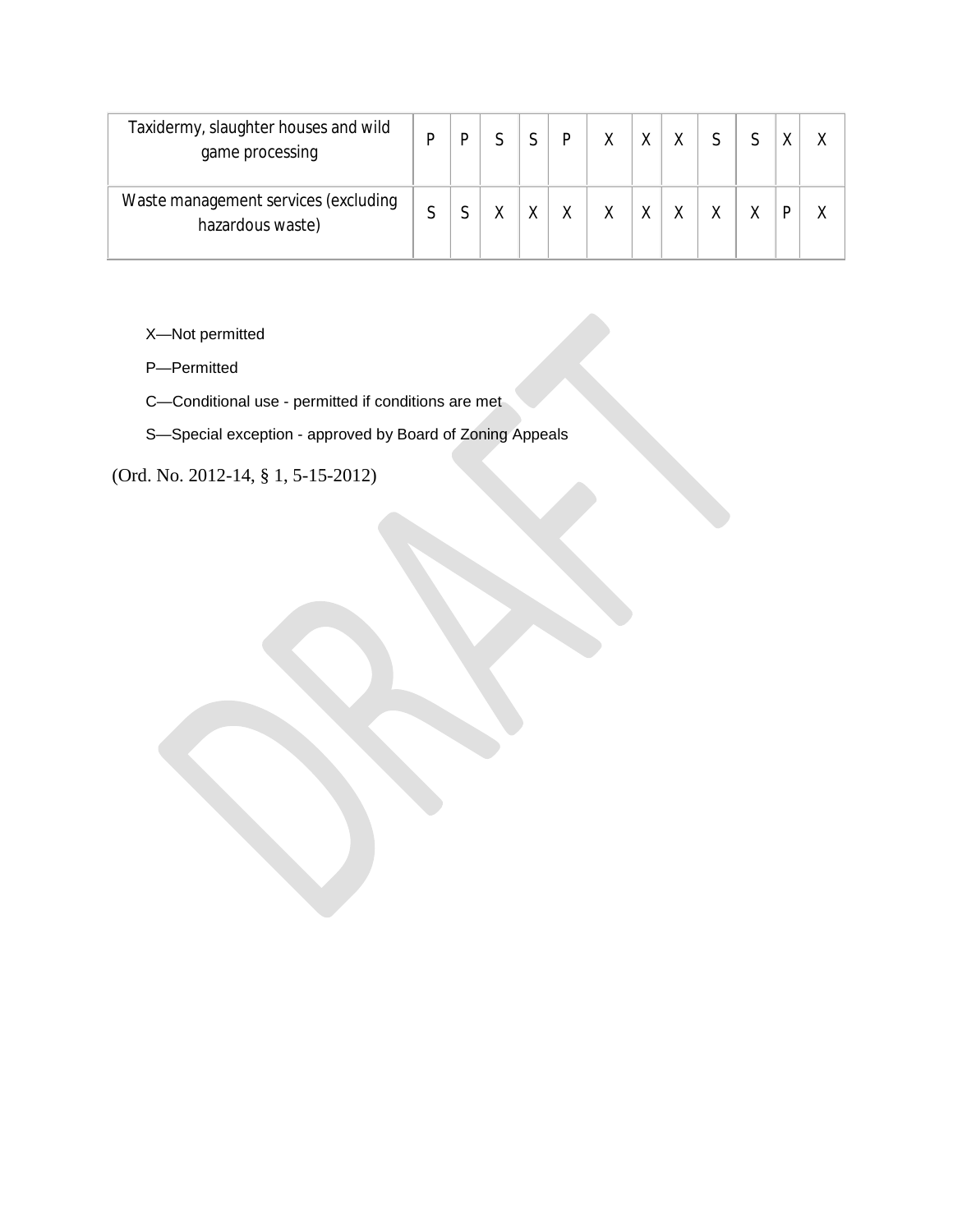| | | | | | | | | | | | | |
|---|---|---|---|---|---|---|---|---|---|---|---|---|
| Taxidermy, slaughter houses and wild game processing | P | P | S | S | P | X | X | X | S | S | X | X |
| Waste management services (excluding hazardous waste) | S | S | X | X | X | X | X | X | X | X | P | X |

X—Not permitted

P—Permitted

C—Conditional use - permitted if conditions are met

S—Special exception - approved by Board of Zoning Appeals

(Ord. No. 2012-14, § 1, 5-15-2012)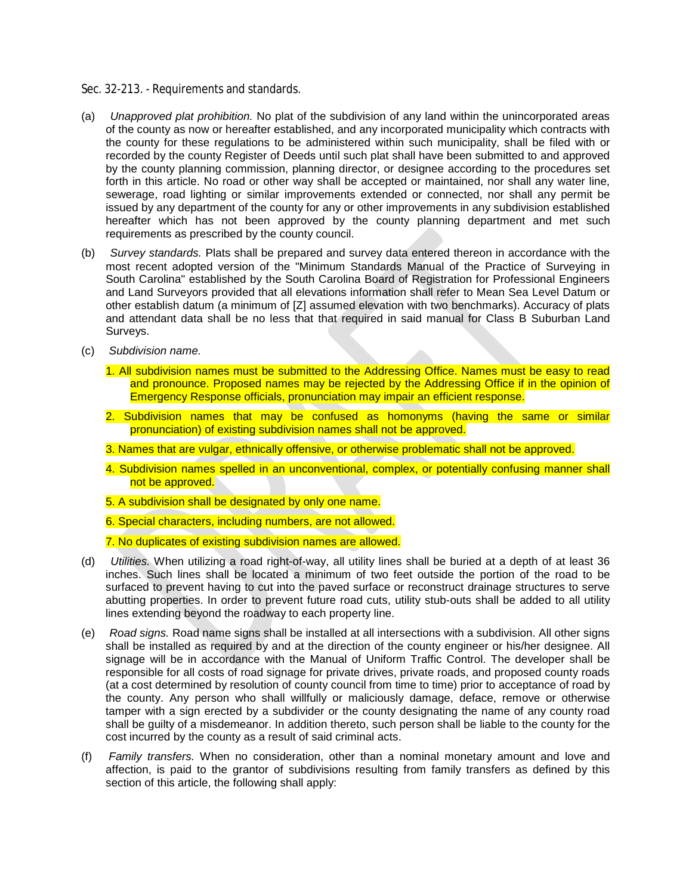Sec. 32-213. - Requirements and standards.

(a) *Unapproved plat prohibition.* No plat of the subdivision of any land within the unincorporated areas of the county as now or hereafter established, and any incorporated municipality which contracts with the county for these regulations to be administered within such municipality, shall be filed with or recorded by the county Register of Deeds until such plat shall have been submitted to and approved by the county planning commission, planning director, or designee according to the procedures set forth in this article. No road or other way shall be accepted or maintained, nor shall any water line, sewerage, road lighting or similar improvements extended or connected, nor shall any permit be issued by any department of the county for any or other improvements in any subdivision established hereafter which has not been approved by the county planning department and met such requirements as prescribed by the county council.

(b) *Survey standards.* Plats shall be prepared and survey data entered thereon in accordance with the most recent adopted version of the "Minimum Standards Manual of the Practice of Surveying in South Carolina" established by the South Carolina Board of Registration for Professional Engineers and Land Surveyors provided that all elevations information shall refer to Mean Sea Level Datum or other establish datum (a minimum of [Z] assumed elevation with two benchmarks). Accuracy of plats and attendant data shall be no less that that required in said manual for Class B Suburban Land Surveys.

(c) *Subdivision name.*

1. All subdivision names must be submitted to the Addressing Office. Names must be easy to read and pronounce. Proposed names may be rejected by the Addressing Office if in the opinion of Emergency Response officials, pronunciation may impair an efficient response.
2. Subdivision names that may be confused as homonyms (having the same or similar pronunciation) of existing subdivision names shall not be approved.
3. Names that are vulgar, ethnically offensive, or otherwise problematic shall not be approved.
4. Subdivision names spelled in an unconventional, complex, or potentially confusing manner shall not be approved.
5. A subdivision shall be designated by only one name.
6. Special characters, including numbers, are not allowed.
7. No duplicates of existing subdivision names are allowed.

(d) *Utilities.* When utilizing a road right-of-way, all utility lines shall be buried at a depth of at least 36 inches. Such lines shall be located a minimum of two feet outside the portion of the road to be surfaced to prevent having to cut into the paved surface or reconstruct drainage structures to serve abutting properties. In order to prevent future road cuts, utility stub-outs shall be added to all utility lines extending beyond the roadway to each property line.

(e) *Road signs.* Road name signs shall be installed at all intersections with a subdivision. All other signs shall be installed as required by and at the direction of the county engineer or his/her designee. All signage will be in accordance with the Manual of Uniform Traffic Control. The developer shall be responsible for all costs of road signage for private drives, private roads, and proposed county roads (at a cost determined by resolution of county council from time to time) prior to acceptance of road by the county. Any person who shall willfully or maliciously damage, deface, remove or otherwise tamper with a sign erected by a subdivider or the county designating the name of any county road shall be guilty of a misdemeanor. In addition thereto, such person shall be liable to the county for the cost incurred by the county as a result of said criminal acts.

(f) *Family transfers.* When no consideration, other than a nominal monetary amount and love and affection, is paid to the grantor of subdivisions resulting from family transfers as defined by this section of this article, the following shall apply: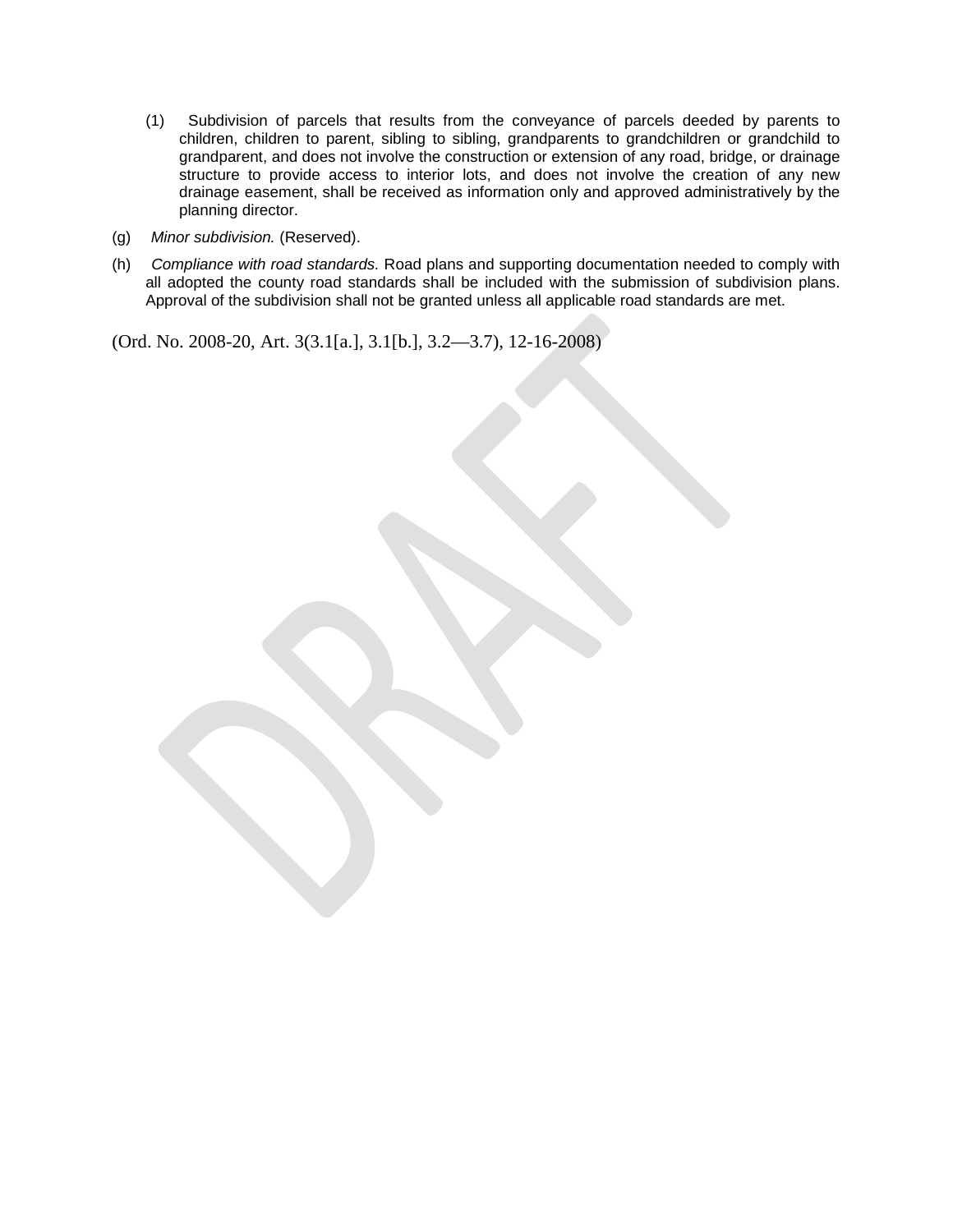(1) Subdivision of parcels that results from the conveyance of parcels deeded by parents to children, children to parent, sibling to sibling, grandparents to grandchildren or grandchild to grandparent, and does not involve the construction or extension of any road, bridge, or drainage structure to provide access to interior lots, and does not involve the creation of any new drainage easement, shall be received as information only and approved administratively by the planning director.

(g) *Minor subdivision.* (Reserved).

(h) *Compliance with road standards.* Road plans and supporting documentation needed to comply with all adopted the county road standards shall be included with the submission of subdivision plans. Approval of the subdivision shall not be granted unless all applicable road standards are met.

(Ord. No. 2008-20, Art. 3(3.1[a.], 3.1[b.], 3.2—3.7), 12-16-2008)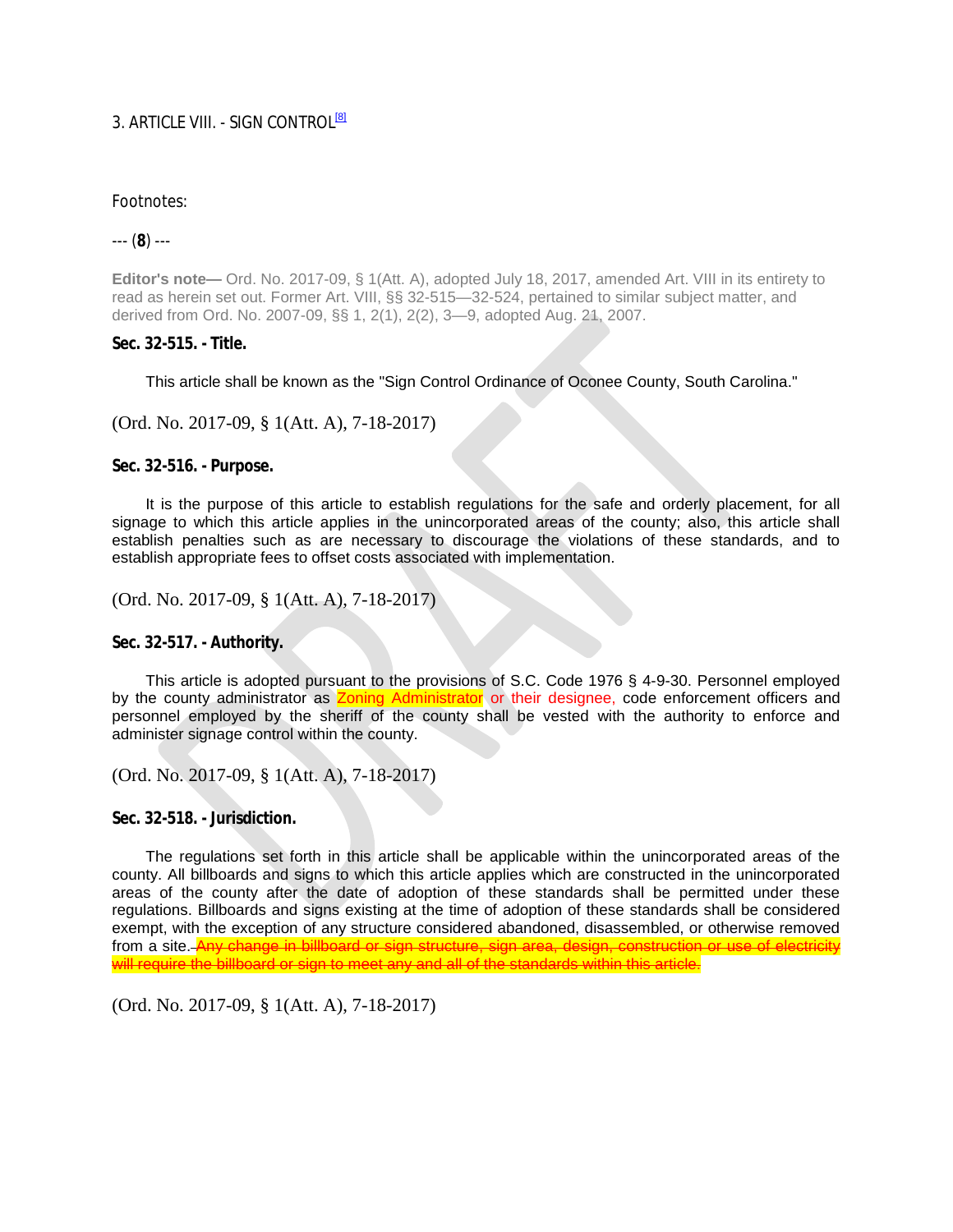3. ARTICLE VIII. - SIGN CONTROL[8]

Footnotes:

--- (**8**) ---

**Editor's note—** Ord. No. 2017-09, § 1(Att. A), adopted July 18, 2017, amended Art. VIII in its entirety to read as herein set out. Former Art. VIII, §§ 32-515—32-524, pertained to similar subject matter, and derived from Ord. No. 2007-09, §§ 1, 2(1), 2(2), 3—9, adopted Aug. 21, 2007.

**Sec. 32-515. - Title.**

This article shall be known as the "Sign Control Ordinance of Oconee County, South Carolina."

(Ord. No. 2017-09, § 1(Att. A), 7-18-2017)

**Sec. 32-516. - Purpose.**

It is the purpose of this article to establish regulations for the safe and orderly placement, for all signage to which this article applies in the unincorporated areas of the county; also, this article shall establish penalties such as are necessary to discourage the violations of these standards, and to establish appropriate fees to offset costs associated with implementation.

(Ord. No. 2017-09, § 1(Att. A), 7-18-2017)

**Sec. 32-517. - Authority.**

This article is adopted pursuant to the provisions of S.C. Code 1976 § 4-9-30. Personnel employed by the county administrator as Zoning Administrator or their designee, code enforcement officers and personnel employed by the sheriff of the county shall be vested with the authority to enforce and administer signage control within the county.

(Ord. No. 2017-09, § 1(Att. A), 7-18-2017)

**Sec. 32-518. - Jurisdiction.**

The regulations set forth in this article shall be applicable within the unincorporated areas of the county. All billboards and signs to which this article applies which are constructed in the unincorporated areas of the county after the date of adoption of these standards shall be permitted under these regulations. Billboards and signs existing at the time of adoption of these standards shall be considered exempt, with the exception of any structure considered abandoned, disassembled, or otherwise removed from a site. ~~Any change in billboard or sign structure, sign area, design, construction or use of electricity will require the billboard or sign to meet any and all of the standards within this article.~~

(Ord. No. 2017-09, § 1(Att. A), 7-18-2017)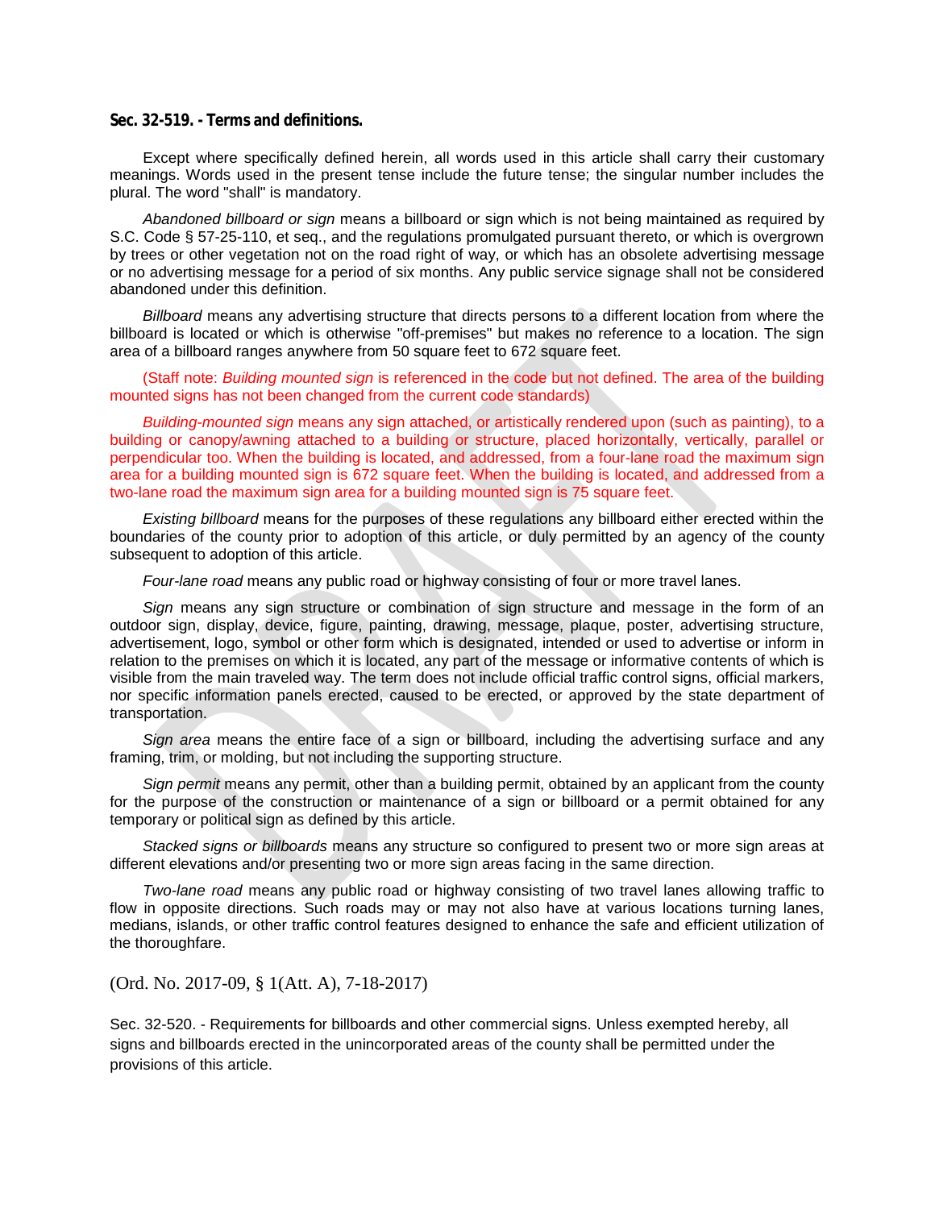**Sec. 32-519. - Terms and definitions.**

Except where specifically defined herein, all words used in this article shall carry their customary meanings. Words used in the present tense include the future tense; the singular number includes the plural. The word "shall" is mandatory.

*Abandoned billboard or sign* means a billboard or sign which is not being maintained as required by S.C. Code § 57-25-110, et seq., and the regulations promulgated pursuant thereto, or which is overgrown by trees or other vegetation not on the road right of way, or which has an obsolete advertising message or no advertising message for a period of six months. Any public service signage shall not be considered abandoned under this definition.

*Billboard* means any advertising structure that directs persons to a different location from where the billboard is located or which is otherwise "off-premises" but makes no reference to a location. The sign area of a billboard ranges anywhere from 50 square feet to 672 square feet.

(Staff note: *Building mounted sign* is referenced in the code but not defined. The area of the building mounted signs has not been changed from the current code standards)

*Building-mounted sign* means any sign attached, or artistically rendered upon (such as painting), to a building or canopy/awning attached to a building or structure, placed horizontally, vertically, parallel or perpendicular too. When the building is located, and addressed, from a four-lane road the maximum sign area for a building mounted sign is 672 square feet. When the building is located, and addressed from a two-lane road the maximum sign area for a building mounted sign is 75 square feet.

*Existing billboard* means for the purposes of these regulations any billboard either erected within the boundaries of the county prior to adoption of this article, or duly permitted by an agency of the county subsequent to adoption of this article.

*Four-lane road* means any public road or highway consisting of four or more travel lanes.

*Sign* means any sign structure or combination of sign structure and message in the form of an outdoor sign, display, device, figure, painting, drawing, message, plaque, poster, advertising structure, advertisement, logo, symbol or other form which is designated, intended or used to advertise or inform in relation to the premises on which it is located, any part of the message or informative contents of which is visible from the main traveled way. The term does not include official traffic control signs, official markers, nor specific information panels erected, caused to be erected, or approved by the state department of transportation.

*Sign area* means the entire face of a sign or billboard, including the advertising surface and any framing, trim, or molding, but not including the supporting structure.

*Sign permit* means any permit, other than a building permit, obtained by an applicant from the county for the purpose of the construction or maintenance of a sign or billboard or a permit obtained for any temporary or political sign as defined by this article.

*Stacked signs or billboards* means any structure so configured to present two or more sign areas at different elevations and/or presenting two or more sign areas facing in the same direction.

*Two-lane road* means any public road or highway consisting of two travel lanes allowing traffic to flow in opposite directions. Such roads may or may not also have at various locations turning lanes, medians, islands, or other traffic control features designed to enhance the safe and efficient utilization of the thoroughfare.

(Ord. No. 2017-09, § 1(Att. A), 7-18-2017)

Sec. 32-520. - Requirements for billboards and other commercial signs. Unless exempted hereby, all signs and billboards erected in the unincorporated areas of the county shall be permitted under the provisions of this article.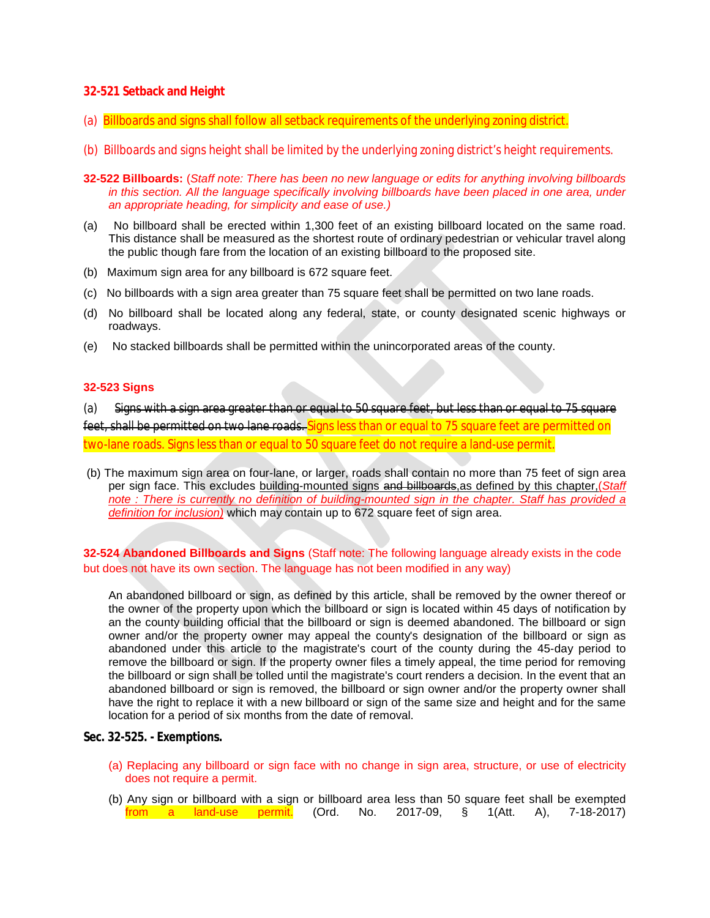**32-521 Setback and Height**

(a) Billboards and signs shall follow all setback requirements of the underlying zoning district.

(b) Billboards and signs height shall be limited by the underlying zoning district's height requirements.

**32-522 Billboards:** (*Staff note: There has been no new language or edits for anything involving billboards in this section. All the language specifically involving billboards have been placed in one area, under an appropriate heading, for simplicity and ease of use.*)

(a) No billboard shall be erected within 1,300 feet of an existing billboard located on the same road. This distance shall be measured as the shortest route of ordinary pedestrian or vehicular travel along the public though fare from the location of an existing billboard to the proposed site.

(b) Maximum sign area for any billboard is 672 square feet.

(c) No billboards with a sign area greater than 75 square feet shall be permitted on two lane roads.

(d) No billboard shall be located along any federal, state, or county designated scenic highways or roadways.

(e) No stacked billboards shall be permitted within the unincorporated areas of the county.

**32-523 Signs**

(a) ~~Signs with a sign area greater than or equal to 50 square feet, but less than or equal to 75 square feet, shall be permitted on two lane roads.~~ Signs less than or equal to 75 square feet are permitted on two-lane roads. Signs less than or equal to 50 square feet do not require a land-use permit.

(b) The maximum sign area on four-lane, or larger, roads shall contain no more than 75 feet of sign area per sign face. This excludes building-mounted signs ~~and billboards~~,as defined by this chapter,(*Staff note : There is currently no definition of building-mounted sign in the chapter. Staff has provided a definition for inclusion)* which may contain up to 672 square feet of sign area.

**32-524 Abandoned Billboards and Signs** (Staff note: The following language already exists in the code but does not have its own section. The language has not been modified in any way)

An abandoned billboard or sign, as defined by this article, shall be removed by the owner thereof or the owner of the property upon which the billboard or sign is located within 45 days of notification by an the county building official that the billboard or sign is deemed abandoned. The billboard or sign owner and/or the property owner may appeal the county's designation of the billboard or sign as abandoned under this article to the magistrate's court of the county during the 45-day period to remove the billboard or sign. If the property owner files a timely appeal, the time period for removing the billboard or sign shall be tolled until the magistrate's court renders a decision. In the event that an abandoned billboard or sign is removed, the billboard or sign owner and/or the property owner shall have the right to replace it with a new billboard or sign of the same size and height and for the same location for a period of six months from the date of removal.

**Sec. 32-525. - Exemptions.**

(a) Replacing any billboard or sign face with no change in sign area, structure, or use of electricity does not require a permit.

(b) Any sign or billboard with a sign or billboard area less than 50 square feet shall be exempted from a land-use permit. (Ord. No. 2017-09, § 1(Att. A), 7-18-2017)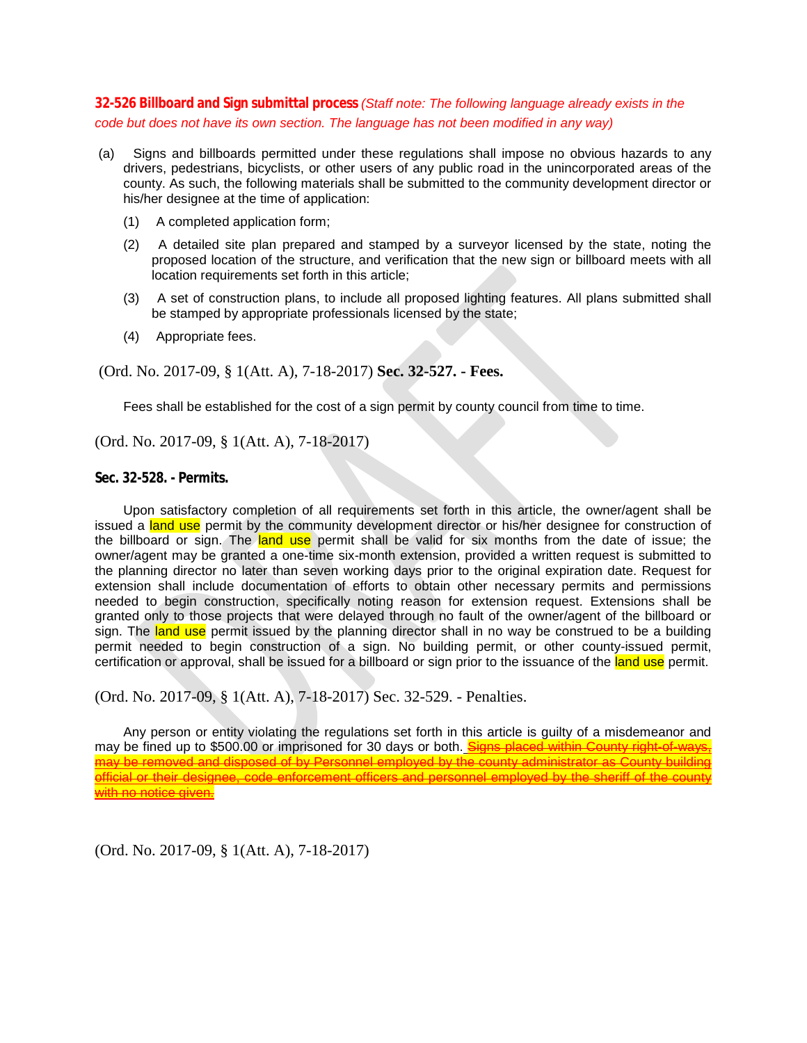**32-526 Billboard and Sign submittal process** *(Staff note: The following language already exists in the code but does not have its own section. The language has not been modified in any way)*

(a) Signs and billboards permitted under these regulations shall impose no obvious hazards to any drivers, pedestrians, bicyclists, or other users of any public road in the unincorporated areas of the county. As such, the following materials shall be submitted to the community development director or his/her designee at the time of application:

(1) A completed application form;

(2) A detailed site plan prepared and stamped by a surveyor licensed by the state, noting the proposed location of the structure, and verification that the new sign or billboard meets with all location requirements set forth in this article;

(3) A set of construction plans, to include all proposed lighting features. All plans submitted shall be stamped by appropriate professionals licensed by the state;

(4) Appropriate fees.

(Ord. No. 2017-09, § 1(Att. A), 7-18-2017) **Sec. 32-527. - Fees.**

Fees shall be established for the cost of a sign permit by county council from time to time.

(Ord. No. 2017-09, § 1(Att. A), 7-18-2017)

**Sec. 32-528. - Permits.**

Upon satisfactory completion of all requirements set forth in this article, the owner/agent shall be issued a land use permit by the community development director or his/her designee for construction of the billboard or sign. The land use permit shall be valid for six months from the date of issue; the owner/agent may be granted a one-time six-month extension, provided a written request is submitted to the planning director no later than seven working days prior to the original expiration date. Request for extension shall include documentation of efforts to obtain other necessary permits and permissions needed to begin construction, specifically noting reason for extension request. Extensions shall be granted only to those projects that were delayed through no fault of the owner/agent of the billboard or sign. The land use permit issued by the planning director shall in no way be construed to be a building permit needed to begin construction of a sign. No building permit, or other county-issued permit, certification or approval, shall be issued for a billboard or sign prior to the issuance of the land use permit.

(Ord. No. 2017-09, § 1(Att. A), 7-18-2017) Sec. 32-529. - Penalties.

Any person or entity violating the regulations set forth in this article is guilty of a misdemeanor and may be fined up to $500.00 or imprisoned for 30 days or both. ~~Signs placed within County right-of-ways, may be removed and disposed of by Personnel employed by the county administrator as County building official or their designee, code enforcement officers and personnel employed by the sheriff of the county with no notice given.~~

(Ord. No. 2017-09, § 1(Att. A), 7-18-2017)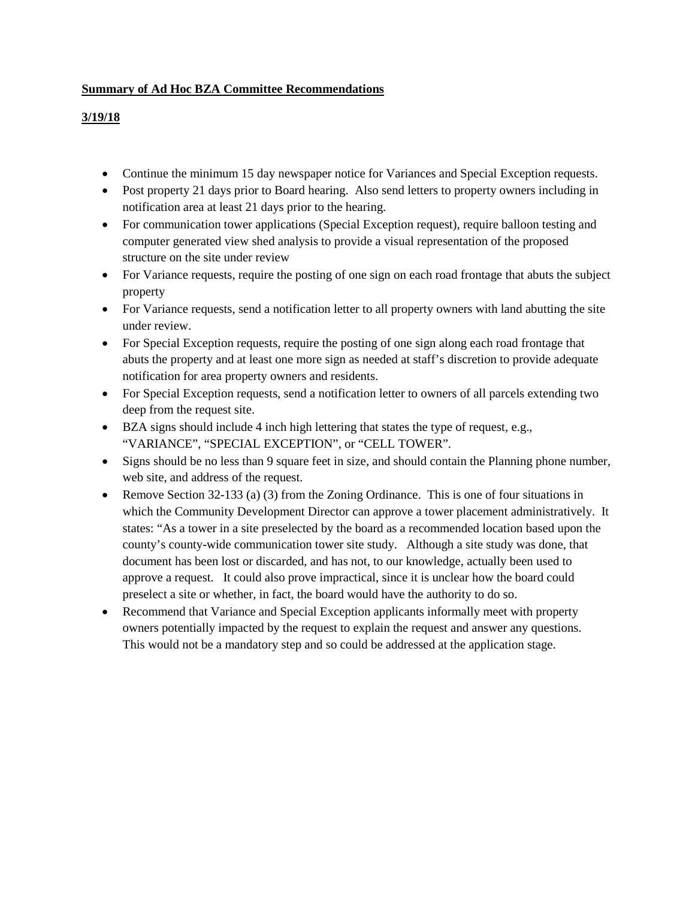**Summary of Ad Hoc BZA Committee Recommendations**

**3/19/18**

- Continue the minimum 15 day newspaper notice for Variances and Special Exception requests.
- Post property 21 days prior to Board hearing. Also send letters to property owners including in notification area at least 21 days prior to the hearing.
- For communication tower applications (Special Exception request), require balloon testing and computer generated view shed analysis to provide a visual representation of the proposed structure on the site under review
- For Variance requests, require the posting of one sign on each road frontage that abuts the subject property
- For Variance requests, send a notification letter to all property owners with land abutting the site under review.
- For Special Exception requests, require the posting of one sign along each road frontage that abuts the property and at least one more sign as needed at staff's discretion to provide adequate notification for area property owners and residents.
- For Special Exception requests, send a notification letter to owners of all parcels extending two deep from the request site.
- BZA signs should include 4 inch high lettering that states the type of request, e.g., "VARIANCE", "SPECIAL EXCEPTION", or "CELL TOWER".
- Signs should be no less than 9 square feet in size, and should contain the Planning phone number, web site, and address of the request.
- Remove Section 32-133 (a) (3) from the Zoning Ordinance. This is one of four situations in which the Community Development Director can approve a tower placement administratively. It states: "As a tower in a site preselected by the board as a recommended location based upon the county's county-wide communication tower site study. Although a site study was done, that document has been lost or discarded, and has not, to our knowledge, actually been used to approve a request. It could also prove impractical, since it is unclear how the board could preselect a site or whether, in fact, the board would have the authority to do so.
- Recommend that Variance and Special Exception applicants informally meet with property owners potentially impacted by the request to explain the request and answer any questions. This would not be a mandatory step and so could be addressed at the application stage.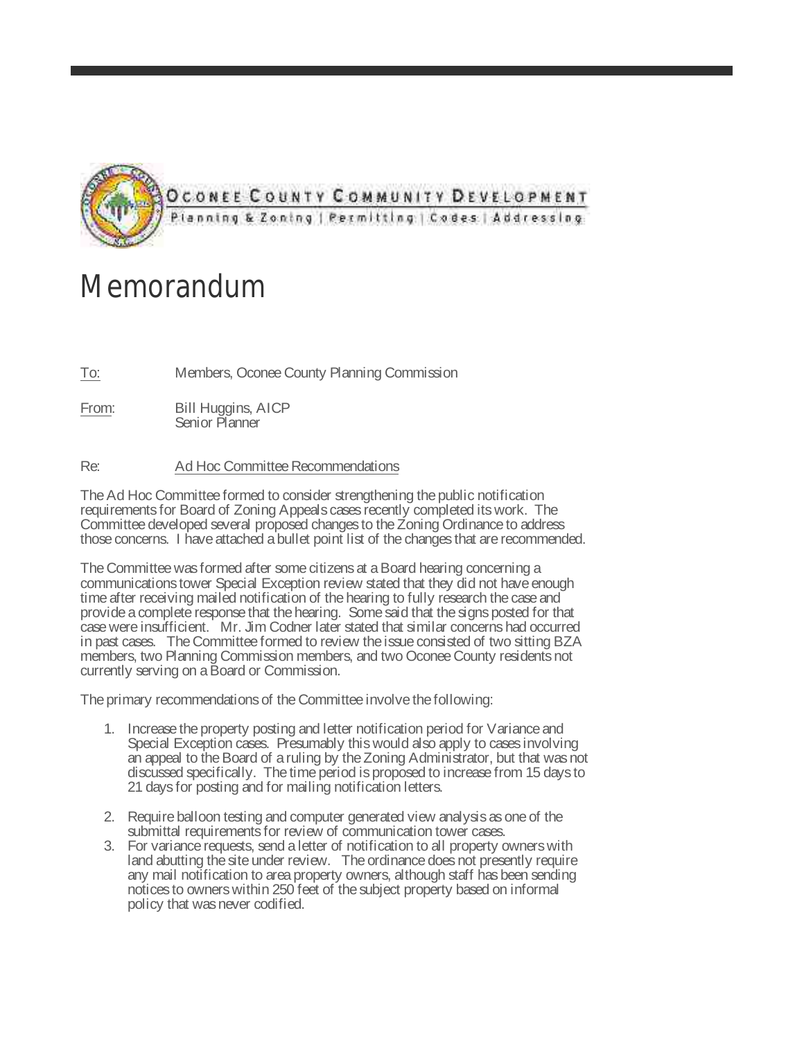OCONEE COUNTY COMMUNITY DEVELOPMENT

Planning & Zoning | Permitting | Codes | Addressing

# Memorandum

To: Members, Oconee County Planning Commission

From: Bill Huggins, AICP
Senior Planner

Re: Ad Hoc Committee Recommendations

The Ad Hoc Committee formed to consider strengthening the public notification requirements for Board of Zoning Appeals cases recently completed its work. The Committee developed several proposed changes to the Zoning Ordinance to address those concerns. I have attached a bullet point list of the changes that are recommended.

The Committee was formed after some citizens at a Board hearing concerning a communications tower Special Exception review stated that they did not have enough time after receiving mailed notification of the hearing to fully research the case and provide a complete response that the hearing. Some said that the signs posted for that case were insufficient. Mr. Jim Codner later stated that similar concerns had occurred in past cases. The Committee formed to review the issue consisted of two sitting BZA members, two Planning Commission members, and two Oconee County residents not currently serving on a Board or Commission.

The primary recommendations of the Committee involve the following:

1. Increase the property posting and letter notification period for Variance and Special Exception cases. Presumably this would also apply to cases involving an appeal to the Board of a ruling by the Zoning Administrator, but that was not discussed specifically. The time period is proposed to increase from 15 days to 21 days for posting and for mailing notification letters.
2. Require balloon testing and computer generated view analysis as one of the submittal requirements for review of communication tower cases.
3. For variance requests, send a letter of notification to all property owners with land abutting the site under review. The ordinance does not presently require any mail notification to area property owners, although staff has been sending notices to owners within 250 feet of the subject property based on informal policy that was never codified.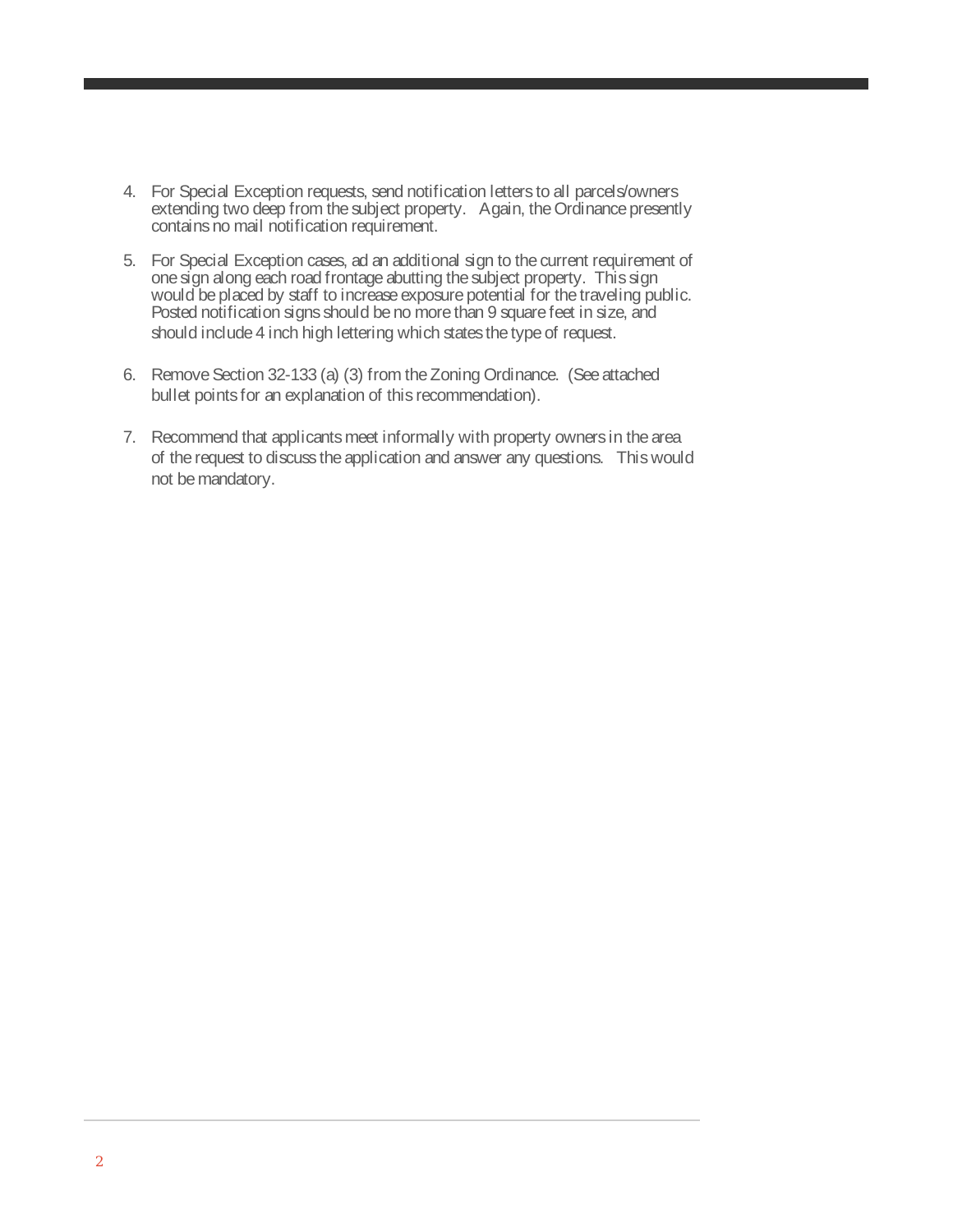4. For Special Exception requests, send notification letters to all parcels/owners extending two deep from the subject property. Again, the Ordinance presently contains no mail notification requirement.

5. For Special Exception cases, ad an additional sign to the current requirement of one sign along each road frontage abutting the subject property. This sign would be placed by staff to increase exposure potential for the traveling public. Posted notification signs should be no more than 9 square feet in size, and should include 4 inch high lettering which states the type of request.

6. Remove Section 32-133 (a) (3) from the Zoning Ordinance. (See attached bullet points for an explanation of this recommendation).

7. Recommend that applicants meet informally with property owners in the area of the request to discuss the application and answer any questions. This would not be mandatory.